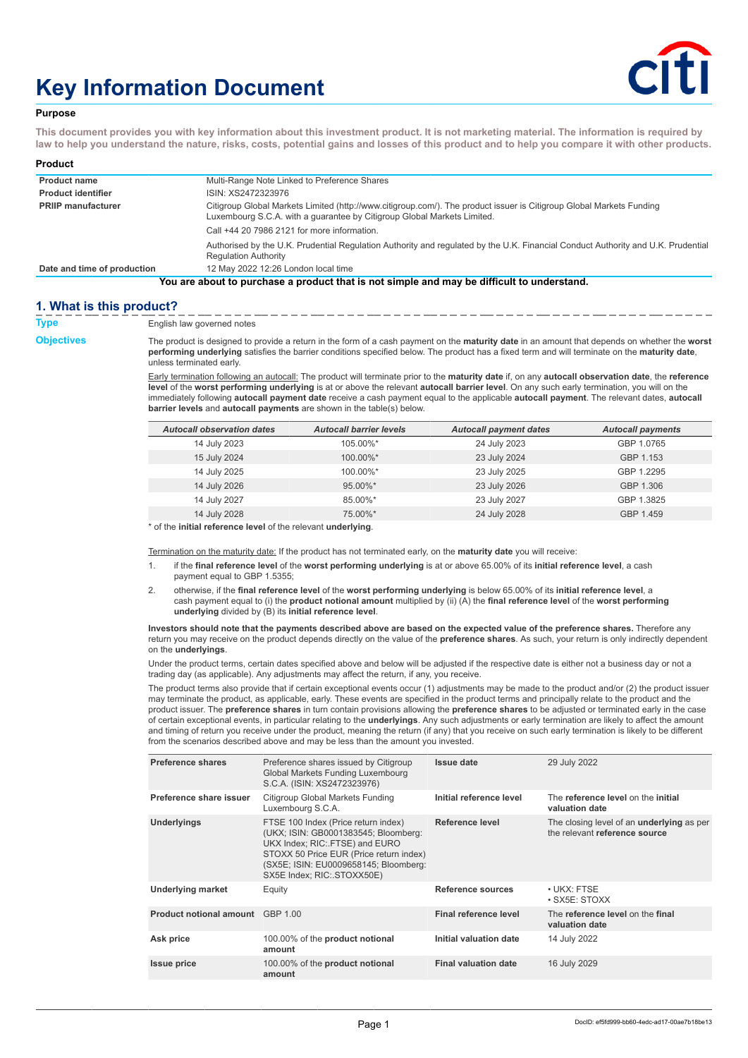# Key Information Document

**Purpose**

**This document provides you with key information about this investment product. It is not marketing material. The information is required by law to help you understand the nature, risks, costs, potential gains and losses of this product and to help you compare it with other products.**

**Product**

| | |
|---|---|
| **Product name** | Multi-Range Note Linked to Preference Shares |
| **Product identifier** | ISIN: XS2472323976 |
| **PRIIP manufacturer** | Citigroup Global Markets Limited (http://www.citigroup.com/). The product issuer is Citigroup Global Markets Funding Luxembourg S.C.A. with a guarantee by Citigroup Global Markets Limited. Call +44 20 7986 2121 for more information. Authorised by the U.K. Prudential Regulation Authority and regulated by the U.K. Financial Conduct Authority and U.K. Prudential Regulation Authority |
| **Date and time of production** | 12 May 2022 12:26 London local time |

**You are about to purchase a product that is not simple and may be difficult to understand.**

## 1. What is this product?

**Type**

English law governed notes

**Objectives**

The product is designed to provide a return in the form of a cash payment on the **maturity date** in an amount that depends on whether the **worst performing underlying** satisfies the barrier conditions specified below. The product has a fixed term and will terminate on the **maturity date**, unless terminated early.

Early termination following an autocall: The product will terminate prior to the **maturity date** if, on any **autocall observation date**, the **reference level** of the **worst performing underlying** is at or above the relevant **autocall barrier level**. On any such early termination, you will on the immediately following **autocall payment date** receive a cash payment equal to the applicable **autocall payment**. The relevant dates, **autocall barrier levels** and **autocall payments** are shown in the table(s) below.

| *Autocall observation dates* | *Autocall barrier levels* | *Autocall payment dates* | *Autocall payments* |
|---|---|---|---|
| 14 July 2023 | 105.00%* | 24 July 2023 | GBP 1.0765 |
| 15 July 2024 | 100.00%* | 23 July 2024 | GBP 1.153 |
| 14 July 2025 | 100.00%* | 23 July 2025 | GBP 1.2295 |
| 14 July 2026 | 95.00%* | 23 July 2026 | GBP 1.306 |
| 14 July 2027 | 85.00%* | 23 July 2027 | GBP 1.3825 |
| 14 July 2028 | 75.00%* | 24 July 2028 | GBP 1.459 |

\* of the **initial reference level** of the relevant **underlying**.

Termination on the maturity date: If the product has not terminated early, on the **maturity date** you will receive:

1. if the **final reference level** of the **worst performing underlying** is at or above 65.00% of its **initial reference level**, a cash payment equal to GBP 1.5355;
2. otherwise, if the **final reference level** of the **worst performing underlying** is below 65.00% of its **initial reference level**, a cash payment equal to (i) the **product notional amount** multiplied by (ii) (A) the **final reference level** of the **worst performing underlying** divided by (B) its **initial reference level**.

**Investors should note that the payments described above are based on the expected value of the preference shares.** Therefore any return you may receive on the product depends directly on the value of the **preference shares**. As such, your return is only indirectly dependent on the **underlyings**.

Under the product terms, certain dates specified above and below will be adjusted if the respective date is either not a business day or not a trading day (as applicable). Any adjustments may affect the return, if any, you receive.

The product terms also provide that if certain exceptional events occur (1) adjustments may be made to the product and/or (2) the product issuer may terminate the product, as applicable, early. These events are specified in the product terms and principally relate to the product and the product issuer. The **preference shares** in turn contain provisions allowing the **preference shares** to be adjusted or terminated early in the case of certain exceptional events, in particular relating to the **underlyings**. Any such adjustments or early termination are likely to affect the amount and timing of return you receive under the product, meaning the return (if any) that you receive on such early termination is likely to be different from the scenarios described above and may be less than the amount you invested.

| | | | |
|---|---|---|---|
| **Preference shares** | Preference shares issued by Citigroup Global Markets Funding Luxembourg S.C.A. (ISIN: XS2472323976) | **Issue date** | 29 July 2022 |
| **Preference share issuer** | Citigroup Global Markets Funding Luxembourg S.C.A. | **Initial reference level** | The **reference level** on the **initial valuation date** |
| **Underlyings** | FTSE 100 Index (Price return index) (UKX; ISIN: GB0001383545; Bloomberg: UKX Index; RIC:.FTSE) and EURO STOXX 50 Price EUR (Price return index) (SX5E; ISIN: EU0009658145; Bloomberg: SX5E Index; RIC:.STOXX50E) | **Reference level** | The closing level of an **underlying** as per the relevant **reference source** |
| **Underlying market** | Equity | **Reference sources** | • UKX: FTSE<br>• SX5E: STOXX |
| **Product notional amount** | GBP 1.00 | **Final reference level** | The **reference level** on the **final valuation date** |
| **Ask price** | 100.00% of the **product notional amount** | **Initial valuation date** | 14 July 2022 |
| **Issue price** | 100.00% of the **product notional amount** | **Final valuation date** | 16 July 2029 |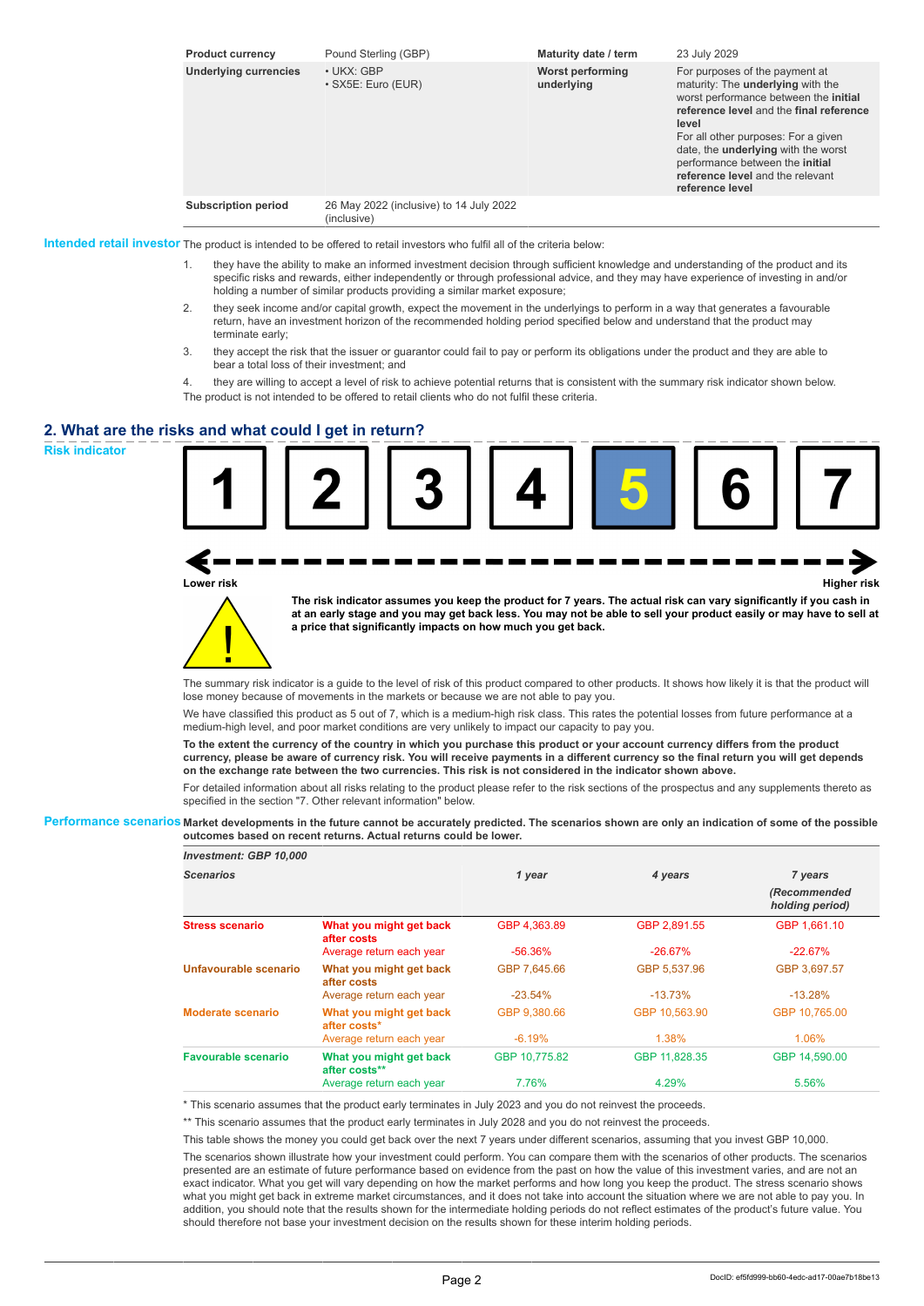| Product currency | Pound Sterling (GBP) | Maturity date / term | 23 July 2029 |
|---|---|---|---|
| Underlying currencies | • UKX: GBP<br>• SX5E: Euro (EUR) | Worst performing underlying | For purposes of the payment at maturity: The **underlying** with the worst performance between the **initial reference level** and the **final reference level**<br>For all other purposes: For a given date, the **underlying** with the worst performance between the **initial reference level** and the relevant **reference level** |
| Subscription period | 26 May 2022 (inclusive) to 14 July 2022 (inclusive) | | |

**Intended retail investor** The product is intended to be offered to retail investors who fulfil all of the criteria below:

1. they have the ability to make an informed investment decision through sufficient knowledge and understanding of the product and its specific risks and rewards, either independently or through professional advice, and they may have experience of investing in and/or holding a number of similar products providing a similar market exposure;
2. they seek income and/or capital growth, expect the movement in the underlyings to perform in a way that generates a favourable return, have an investment horizon of the recommended holding period specified below and understand that the product may terminate early;
3. they accept the risk that the issuer or guarantor could fail to pay or perform its obligations under the product and they are able to bear a total loss of their investment; and
4. they are willing to accept a level of risk to achieve potential returns that is consistent with the summary risk indicator shown below.

The product is not intended to be offered to retail clients who do not fulfil these criteria.

## 2. What are the risks and what could I get in return?

**Risk indicator**

| 1 | 2 | 3 | 4 | **5** | 6 | 7 |
|---|---|---|---|---|---|---|

Lower risk ← → Higher risk

**The risk indicator assumes you keep the product for 7 years. The actual risk can vary significantly if you cash in at an early stage and you may get back less. You may not be able to sell your product easily or may have to sell at a price that significantly impacts on how much you get back.**

The summary risk indicator is a guide to the level of risk of this product compared to other products. It shows how likely it is that the product will lose money because of movements in the markets or because we are not able to pay you.

We have classified this product as 5 out of 7, which is a medium-high risk class. This rates the potential losses from future performance at a medium-high level, and poor market conditions are very unlikely to impact our capacity to pay you.

**To the extent the currency of the country in which you purchase this product or your account currency differs from the product currency, please be aware of currency risk. You will receive payments in a different currency so the final return you will get depends on the exchange rate between the two currencies. This risk is not considered in the indicator shown above.**

For detailed information about all risks relating to the product please refer to the risk sections of the prospectus and any supplements thereto as specified in the section "7. Other relevant information" below.

**Performance scenarios** **Market developments in the future cannot be accurately predicted. The scenarios shown are only an indication of some of the possible outcomes based on recent returns. Actual returns could be lower.**

| *Investment: GBP 10,000* | | | | |
|---|---|---|---|---|
| ***Scenarios*** | | ***1 year*** | ***4 years*** | ***7 years (Recommended holding period)*** |
| **Stress scenario** | **What you might get back after costs** | GBP 4,363.89 | GBP 2,891.55 | GBP 1,661.10 |
| | Average return each year | -56.36% | -26.67% | -22.67% |
| **Unfavourable scenario** | **What you might get back after costs** | GBP 7,645.66 | GBP 5,537.96 | GBP 3,697.57 |
| | Average return each year | -23.54% | -13.73% | -13.28% |
| **Moderate scenario** | **What you might get back after costs*** | GBP 9,380.66 | GBP 10,563.90 | GBP 10,765.00 |
| | Average return each year | -6.19% | 1.38% | 1.06% |
| **Favourable scenario** | **What you might get back after costs**** | GBP 10,775.82 | GBP 11,828.35 | GBP 14,590.00 |
| | Average return each year | 7.76% | 4.29% | 5.56% |

\* This scenario assumes that the product early terminates in July 2023 and you do not reinvest the proceeds.

\** This scenario assumes that the product early terminates in July 2028 and you do not reinvest the proceeds.

This table shows the money you could get back over the next 7 years under different scenarios, assuming that you invest GBP 10,000.

The scenarios shown illustrate how your investment could perform. You can compare them with the scenarios of other products. The scenarios presented are an estimate of future performance based on evidence from the past on how the value of this investment varies, and are not an exact indicator. What you get will vary depending on how the market performs and how long you keep the product. The stress scenario shows what you might get back in extreme market circumstances, and it does not take into account the situation where we are not able to pay you. In addition, you should note that the results shown for the intermediate holding periods do not reflect estimates of the product's future value. You should therefore not base your investment decision on the results shown for these interim holding periods.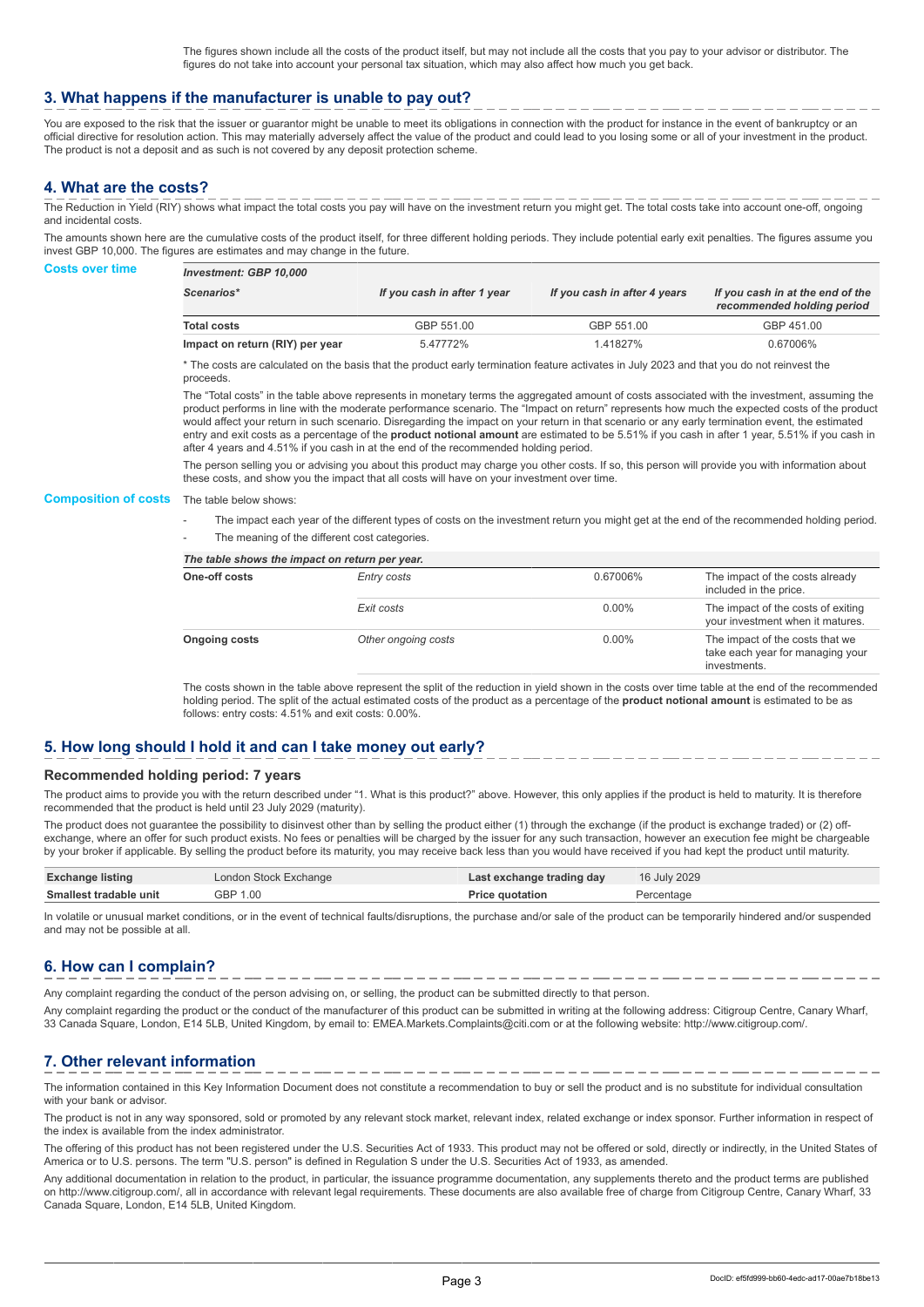The figures shown include all the costs of the product itself, but may not include all the costs that you pay to your advisor or distributor. The figures do not take into account your personal tax situation, which may also affect how much you get back.

## 3. What happens if the manufacturer is unable to pay out?

You are exposed to the risk that the issuer or guarantor might be unable to meet its obligations in connection with the product for instance in the event of bankruptcy or an official directive for resolution action. This may materially adversely affect the value of the product and could lead to you losing some or all of your investment in the product. The product is not a deposit and as such is not covered by any deposit protection scheme.

## 4. What are the costs?

The Reduction in Yield (RIY) shows what impact the total costs you pay will have on the investment return you might get. The total costs take into account one-off, ongoing and incidental costs.

The amounts shown here are the cumulative costs of the product itself, for three different holding periods. They include potential early exit penalties. The figures assume you invest GBP 10,000. The figures are estimates and may change in the future.

**Costs over time**

| *Investment: GBP 10,000* | | | |
|---|---|---|---|
| ***Scenarios**** | ***If you cash in after 1 year*** | ***If you cash in after 4 years*** | ***If you cash in at the end of the recommended holding period*** |
| **Total costs** | GBP 551.00 | GBP 551.00 | GBP 451.00 |
| **Impact on return (RIY) per year** | 5.47772% | 1.41827% | 0.67006% |

* The costs are calculated on the basis that the product early termination feature activates in July 2023 and that you do not reinvest the proceeds.

The "Total costs" in the table above represents in monetary terms the aggregated amount of costs associated with the investment, assuming the product performs in line with the moderate performance scenario. The "Impact on return" represents how much the expected costs of the product would affect your return in such scenario. Disregarding the impact on your return in that scenario or any early termination event, the estimated entry and exit costs as a percentage of the **product notional amount** are estimated to be 5.51% if you cash in after 1 year, 5.51% if you cash in after 4 years and 4.51% if you cash in at the end of the recommended holding period.

The person selling you or advising you about this product may charge you other costs. If so, this person will provide you with information about these costs, and show you the impact that all costs will have on your investment over time.

**Composition of costs**

The table below shows:

- The impact each year of the different types of costs on the investment return you might get at the end of the recommended holding period.
- The meaning of the different cost categories.

| ***The table shows the impact on return per year.*** | | | |
|---|---|---|---|
| **One-off costs** | *Entry costs* | 0.67006% | The impact of the costs already included in the price. |
| | *Exit costs* | 0.00% | The impact of the costs of exiting your investment when it matures. |
| **Ongoing costs** | *Other ongoing costs* | 0.00% | The impact of the costs that we take each year for managing your investments. |

The costs shown in the table above represent the split of the reduction in yield shown in the costs over time table at the end of the recommended holding period. The split of the actual estimated costs of the product as a percentage of the **product notional amount** is estimated to be as follows: entry costs: 4.51% and exit costs: 0.00%.

## 5. How long should I hold it and can I take money out early?

### Recommended holding period: 7 years

The product aims to provide you with the return described under "1. What is this product?" above. However, this only applies if the product is held to maturity. It is therefore recommended that the product is held until 23 July 2029 (maturity).

The product does not guarantee the possibility to disinvest other than by selling the product either (1) through the exchange (if the product is exchange traded) or (2) off-exchange, where an offer for such product exists. No fees or penalties will be charged by the issuer for any such transaction, however an execution fee might be chargeable by your broker if applicable. By selling the product before its maturity, you may receive back less than you would have received if you had kept the product until maturity.

| **Exchange listing** | London Stock Exchange | **Last exchange trading day** | 16 July 2029 |
|---|---|---|---|
| **Smallest tradable unit** | GBP 1.00 | **Price quotation** | Percentage |

In volatile or unusual market conditions, or in the event of technical faults/disruptions, the purchase and/or sale of the product can be temporarily hindered and/or suspended and may not be possible at all.

## 6. How can I complain?

Any complaint regarding the conduct of the person advising on, or selling, the product can be submitted directly to that person.

Any complaint regarding the product or the conduct of the manufacturer of this product can be submitted in writing at the following address: Citigroup Centre, Canary Wharf, 33 Canada Square, London, E14 5LB, United Kingdom, by email to: EMEA.Markets.Complaints@citi.com or at the following website: http://www.citigroup.com/.

## 7. Other relevant information

The information contained in this Key Information Document does not constitute a recommendation to buy or sell the product and is no substitute for individual consultation with your bank or advisor.

The product is not in any way sponsored, sold or promoted by any relevant stock market, relevant index, related exchange or index sponsor. Further information in respect of the index is available from the index administrator.

The offering of this product has not been registered under the U.S. Securities Act of 1933. This product may not be offered or sold, directly or indirectly, in the United States of America or to U.S. persons. The term "U.S. person" is defined in Regulation S under the U.S. Securities Act of 1933, as amended.

Any additional documentation in relation to the product, in particular, the issuance programme documentation, any supplements thereto and the product terms are published on http://www.citigroup.com/, all in accordance with relevant legal requirements. These documents are also available free of charge from Citigroup Centre, Canary Wharf, 33 Canada Square, London, E14 5LB, United Kingdom.